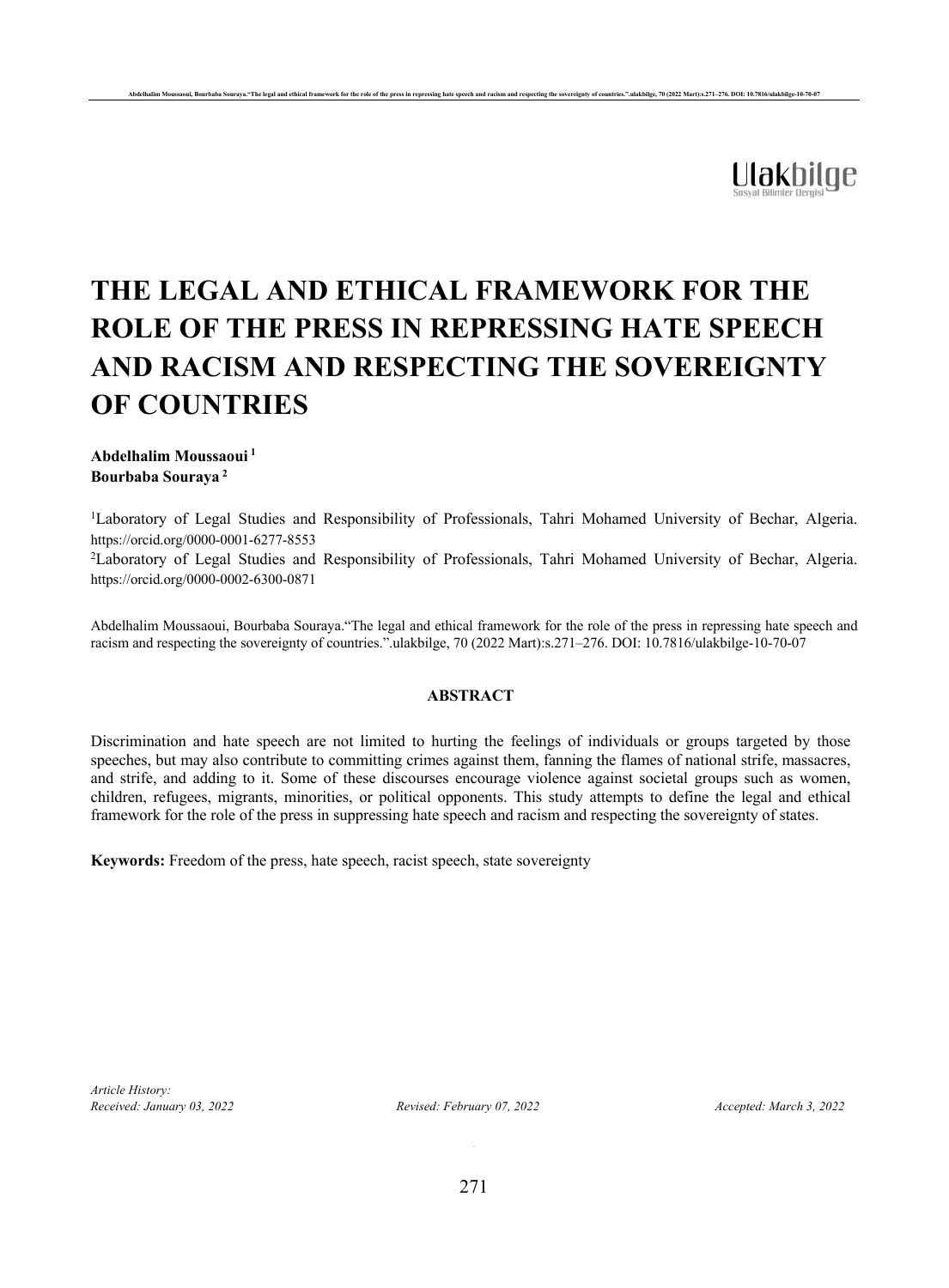# THE LEGAL AND ETHICAL FRAMEWORK FOR THE ROLE OF THE PRESS IN REPRESSING HATE SPEECH AND RACISM AND RESPECTING THE SOVEREIGNTY OF COUNTRIES

**Abdelhalim Moussaoui** [1]
**Bourbaba Souraya** [2]

[1]Laboratory of Legal Studies and Responsibility of Professionals, Tahri Mohamed University of Bechar, Algeria. https://orcid.org/0000-0001-6277-8553
[2]Laboratory of Legal Studies and Responsibility of Professionals, Tahri Mohamed University of Bechar, Algeria. https://orcid.org/0000-0002-6300-0871

Abdelhalim Moussaoui, Bourbaba Souraya."The legal and ethical framework for the role of the press in repressing hate speech and racism and respecting the sovereignty of countries.".ulakbilge, 70 (2022 Mart):s.271–276. DOI: 10.7816/ulakbilge-10-70-07

**ABSTRACT**

Discrimination and hate speech are not limited to hurting the feelings of individuals or groups targeted by those speeches, but may also contribute to committing crimes against them, fanning the flames of national strife, massacres, and strife, and adding to it. Some of these discourses encourage violence against societal groups such as women, children, refugees, migrants, minorities, or political opponents. This study attempts to define the legal and ethical framework for the role of the press in suppressing hate speech and racism and respecting the sovereignty of states.

**Keywords:** Freedom of the press, hate speech, racist speech, state sovereignty

*Article History:*
*Received: January 03, 2022* *Revised: February 07, 2022* *Accepted: March 3, 2022*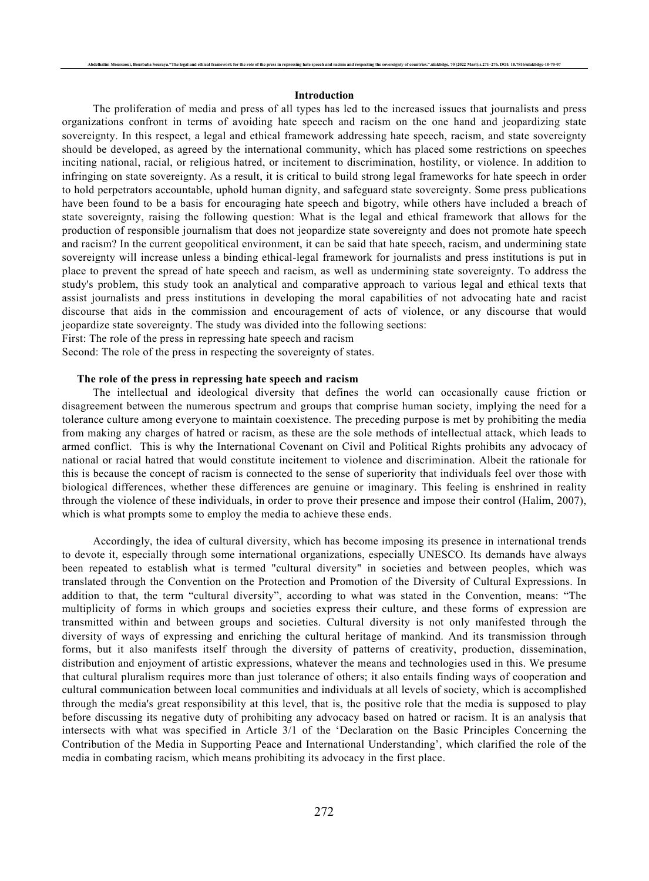## Introduction

The proliferation of media and press of all types has led to the increased issues that journalists and press organizations confront in terms of avoiding hate speech and racism on the one hand and jeopardizing state sovereignty. In this respect, a legal and ethical framework addressing hate speech, racism, and state sovereignty should be developed, as agreed by the international community, which has placed some restrictions on speeches inciting national, racial, or religious hatred, or incitement to discrimination, hostility, or violence. In addition to infringing on state sovereignty. As a result, it is critical to build strong legal frameworks for hate speech in order to hold perpetrators accountable, uphold human dignity, and safeguard state sovereignty. Some press publications have been found to be a basis for encouraging hate speech and bigotry, while others have included a breach of state sovereignty, raising the following question: What is the legal and ethical framework that allows for the production of responsible journalism that does not jeopardize state sovereignty and does not promote hate speech and racism? In the current geopolitical environment, it can be said that hate speech, racism, and undermining state sovereignty will increase unless a binding ethical-legal framework for journalists and press institutions is put in place to prevent the spread of hate speech and racism, as well as undermining state sovereignty. To address the study's problem, this study took an analytical and comparative approach to various legal and ethical texts that assist journalists and press institutions in developing the moral capabilities of not advocating hate and racist discourse that aids in the commission and encouragement of acts of violence, or any discourse that would jeopardize state sovereignty. The study was divided into the following sections:

First: The role of the press in repressing hate speech and racism

Second: The role of the press in respecting the sovereignty of states.

### The role of the press in repressing hate speech and racism

The intellectual and ideological diversity that defines the world can occasionally cause friction or disagreement between the numerous spectrum and groups that comprise human society, implying the need for a tolerance culture among everyone to maintain coexistence. The preceding purpose is met by prohibiting the media from making any charges of hatred or racism, as these are the sole methods of intellectual attack, which leads to armed conflict. This is why the International Covenant on Civil and Political Rights prohibits any advocacy of national or racial hatred that would constitute incitement to violence and discrimination. Albeit the rationale for this is because the concept of racism is connected to the sense of superiority that individuals feel over those with biological differences, whether these differences are genuine or imaginary. This feeling is enshrined in reality through the violence of these individuals, in order to prove their presence and impose their control (Halim, 2007), which is what prompts some to employ the media to achieve these ends.

Accordingly, the idea of cultural diversity, which has become imposing its presence in international trends to devote it, especially through some international organizations, especially UNESCO. Its demands have always been repeated to establish what is termed "cultural diversity" in societies and between peoples, which was translated through the Convention on the Protection and Promotion of the Diversity of Cultural Expressions. In addition to that, the term "cultural diversity", according to what was stated in the Convention, means: "The multiplicity of forms in which groups and societies express their culture, and these forms of expression are transmitted within and between groups and societies. Cultural diversity is not only manifested through the diversity of ways of expressing and enriching the cultural heritage of mankind. And its transmission through forms, but it also manifests itself through the diversity of patterns of creativity, production, dissemination, distribution and enjoyment of artistic expressions, whatever the means and technologies used in this. We presume that cultural pluralism requires more than just tolerance of others; it also entails finding ways of cooperation and cultural communication between local communities and individuals at all levels of society, which is accomplished through the media's great responsibility at this level, that is, the positive role that the media is supposed to play before discussing its negative duty of prohibiting any advocacy based on hatred or racism. It is an analysis that intersects with what was specified in Article 3/1 of the 'Declaration on the Basic Principles Concerning the Contribution of the Media in Supporting Peace and International Understanding', which clarified the role of the media in combating racism, which means prohibiting its advocacy in the first place.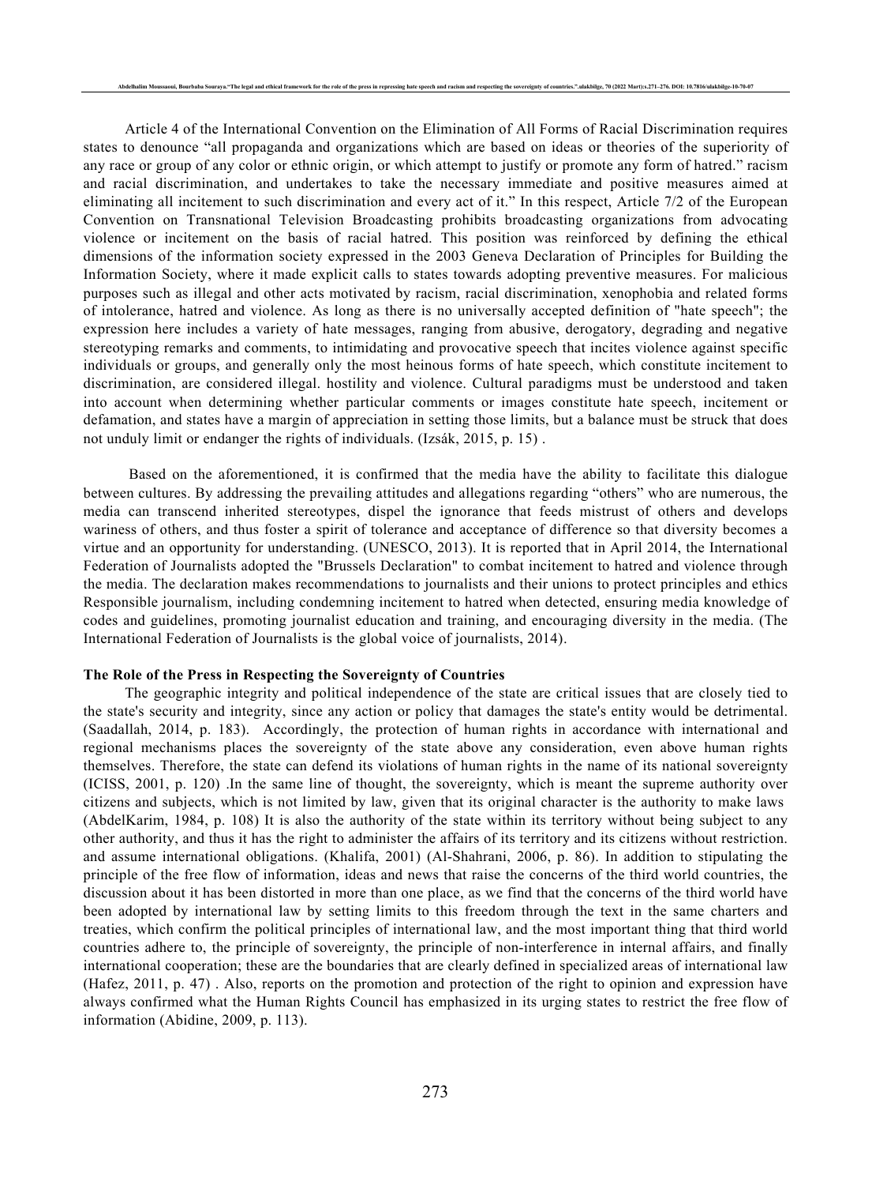Article 4 of the International Convention on the Elimination of All Forms of Racial Discrimination requires states to denounce "all propaganda and organizations which are based on ideas or theories of the superiority of any race or group of any color or ethnic origin, or which attempt to justify or promote any form of hatred." racism and racial discrimination, and undertakes to take the necessary immediate and positive measures aimed at eliminating all incitement to such discrimination and every act of it." In this respect, Article 7/2 of the European Convention on Transnational Television Broadcasting prohibits broadcasting organizations from advocating violence or incitement on the basis of racial hatred. This position was reinforced by defining the ethical dimensions of the information society expressed in the 2003 Geneva Declaration of Principles for Building the Information Society, where it made explicit calls to states towards adopting preventive measures. For malicious purposes such as illegal and other acts motivated by racism, racial discrimination, xenophobia and related forms of intolerance, hatred and violence. As long as there is no universally accepted definition of "hate speech"; the expression here includes a variety of hate messages, ranging from abusive, derogatory, degrading and negative stereotyping remarks and comments, to intimidating and provocative speech that incites violence against specific individuals or groups, and generally only the most heinous forms of hate speech, which constitute incitement to discrimination, are considered illegal. hostility and violence. Cultural paradigms must be understood and taken into account when determining whether particular comments or images constitute hate speech, incitement or defamation, and states have a margin of appreciation in setting those limits, but a balance must be struck that does not unduly limit or endanger the rights of individuals. (Izsák, 2015, p. 15) .

Based on the aforementioned, it is confirmed that the media have the ability to facilitate this dialogue between cultures. By addressing the prevailing attitudes and allegations regarding "others" who are numerous, the media can transcend inherited stereotypes, dispel the ignorance that feeds mistrust of others and develops wariness of others, and thus foster a spirit of tolerance and acceptance of difference so that diversity becomes a virtue and an opportunity for understanding. (UNESCO, 2013). It is reported that in April 2014, the International Federation of Journalists adopted the "Brussels Declaration" to combat incitement to hatred and violence through the media. The declaration makes recommendations to journalists and their unions to protect principles and ethics Responsible journalism, including condemning incitement to hatred when detected, ensuring media knowledge of codes and guidelines, promoting journalist education and training, and encouraging diversity in the media. (The International Federation of Journalists is the global voice of journalists, 2014).

**The Role of the Press in Respecting the Sovereignty of Countries**

The geographic integrity and political independence of the state are critical issues that are closely tied to the state's security and integrity, since any action or policy that damages the state's entity would be detrimental. (Saadallah, 2014, p. 183). Accordingly, the protection of human rights in accordance with international and regional mechanisms places the sovereignty of the state above any consideration, even above human rights themselves. Therefore, the state can defend its violations of human rights in the name of its national sovereignty (ICISS, 2001, p. 120) .In the same line of thought, the sovereignty, which is meant the supreme authority over citizens and subjects, which is not limited by law, given that its original character is the authority to make laws (AbdelKarim, 1984, p. 108) It is also the authority of the state within its territory without being subject to any other authority, and thus it has the right to administer the affairs of its territory and its citizens without restriction. and assume international obligations. (Khalifa, 2001) (Al-Shahrani, 2006, p. 86). In addition to stipulating the principle of the free flow of information, ideas and news that raise the concerns of the third world countries, the discussion about it has been distorted in more than one place, as we find that the concerns of the third world have been adopted by international law by setting limits to this freedom through the text in the same charters and treaties, which confirm the political principles of international law, and the most important thing that third world countries adhere to, the principle of sovereignty, the principle of non-interference in internal affairs, and finally international cooperation; these are the boundaries that are clearly defined in specialized areas of international law (Hafez, 2011, p. 47) . Also, reports on the promotion and protection of the right to opinion and expression have always confirmed what the Human Rights Council has emphasized in its urging states to restrict the free flow of information (Abidine, 2009, p. 113).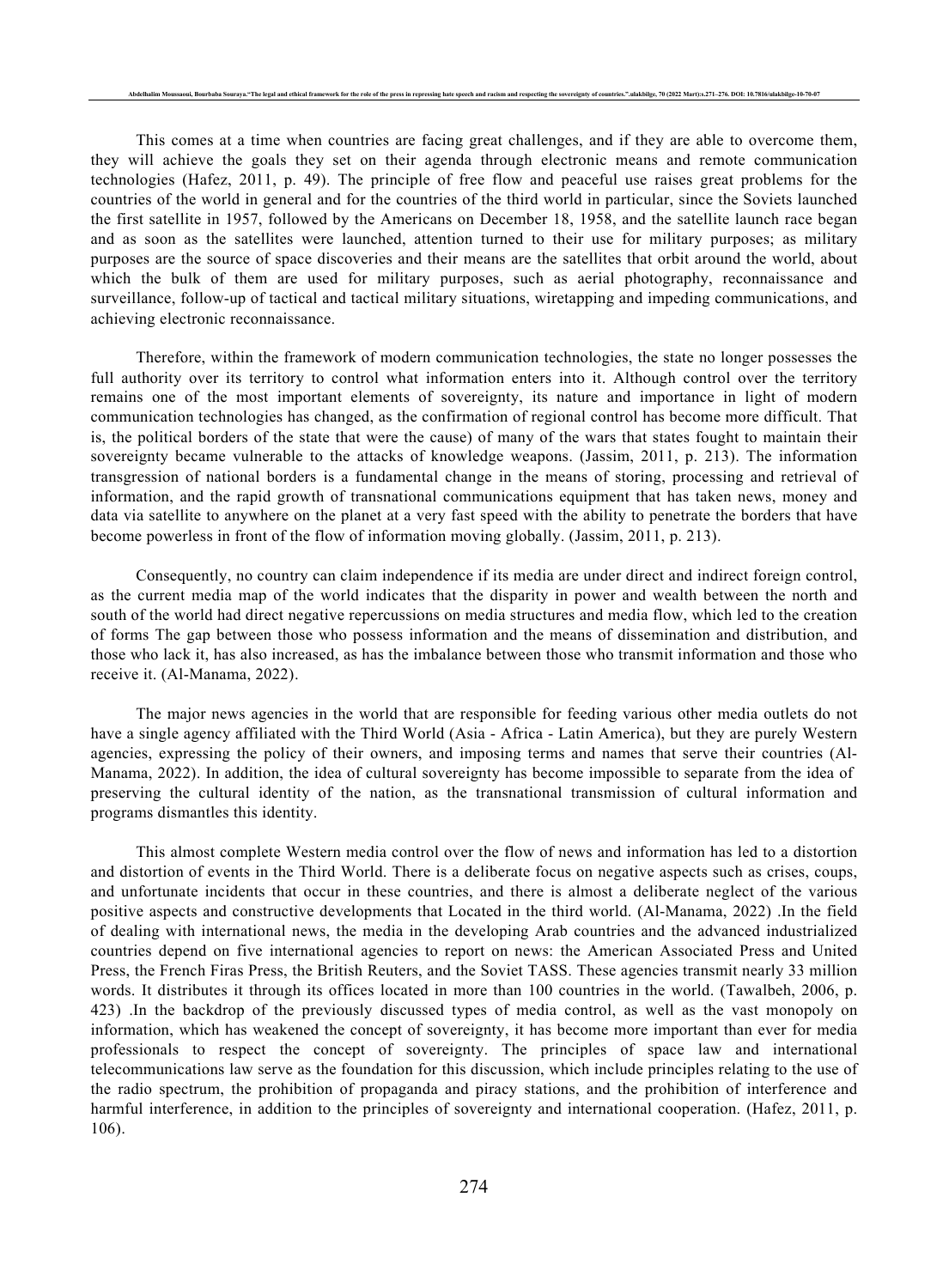This comes at a time when countries are facing great challenges, and if they are able to overcome them, they will achieve the goals they set on their agenda through electronic means and remote communication technologies (Hafez, 2011, p. 49). The principle of free flow and peaceful use raises great problems for the countries of the world in general and for the countries of the third world in particular, since the Soviets launched the first satellite in 1957, followed by the Americans on December 18, 1958, and the satellite launch race began and as soon as the satellites were launched, attention turned to their use for military purposes; as military purposes are the source of space discoveries and their means are the satellites that orbit around the world, about which the bulk of them are used for military purposes, such as aerial photography, reconnaissance and surveillance, follow-up of tactical and tactical military situations, wiretapping and impeding communications, and achieving electronic reconnaissance.

Therefore, within the framework of modern communication technologies, the state no longer possesses the full authority over its territory to control what information enters into it. Although control over the territory remains one of the most important elements of sovereignty, its nature and importance in light of modern communication technologies has changed, as the confirmation of regional control has become more difficult. That is, the political borders of the state that were the cause) of many of the wars that states fought to maintain their sovereignty became vulnerable to the attacks of knowledge weapons. (Jassim, 2011, p. 213). The information transgression of national borders is a fundamental change in the means of storing, processing and retrieval of information, and the rapid growth of transnational communications equipment that has taken news, money and data via satellite to anywhere on the planet at a very fast speed with the ability to penetrate the borders that have become powerless in front of the flow of information moving globally. (Jassim, 2011, p. 213).

Consequently, no country can claim independence if its media are under direct and indirect foreign control, as the current media map of the world indicates that the disparity in power and wealth between the north and south of the world had direct negative repercussions on media structures and media flow, which led to the creation of forms The gap between those who possess information and the means of dissemination and distribution, and those who lack it, has also increased, as has the imbalance between those who transmit information and those who receive it. (Al-Manama, 2022).

The major news agencies in the world that are responsible for feeding various other media outlets do not have a single agency affiliated with the Third World (Asia - Africa - Latin America), but they are purely Western agencies, expressing the policy of their owners, and imposing terms and names that serve their countries (Al-Manama, 2022). In addition, the idea of cultural sovereignty has become impossible to separate from the idea of preserving the cultural identity of the nation, as the transnational transmission of cultural information and programs dismantles this identity.

This almost complete Western media control over the flow of news and information has led to a distortion and distortion of events in the Third World. There is a deliberate focus on negative aspects such as crises, coups, and unfortunate incidents that occur in these countries, and there is almost a deliberate neglect of the various positive aspects and constructive developments that Located in the third world. (Al-Manama, 2022) .In the field of dealing with international news, the media in the developing Arab countries and the advanced industrialized countries depend on five international agencies to report on news: the American Associated Press and United Press, the French Firas Press, the British Reuters, and the Soviet TASS. These agencies transmit nearly 33 million words. It distributes it through its offices located in more than 100 countries in the world. (Tawalbeh, 2006, p. 423) .In the backdrop of the previously discussed types of media control, as well as the vast monopoly on information, which has weakened the concept of sovereignty, it has become more important than ever for media professionals to respect the concept of sovereignty. The principles of space law and international telecommunications law serve as the foundation for this discussion, which include principles relating to the use of the radio spectrum, the prohibition of propaganda and piracy stations, and the prohibition of interference and harmful interference, in addition to the principles of sovereignty and international cooperation. (Hafez, 2011, p. 106).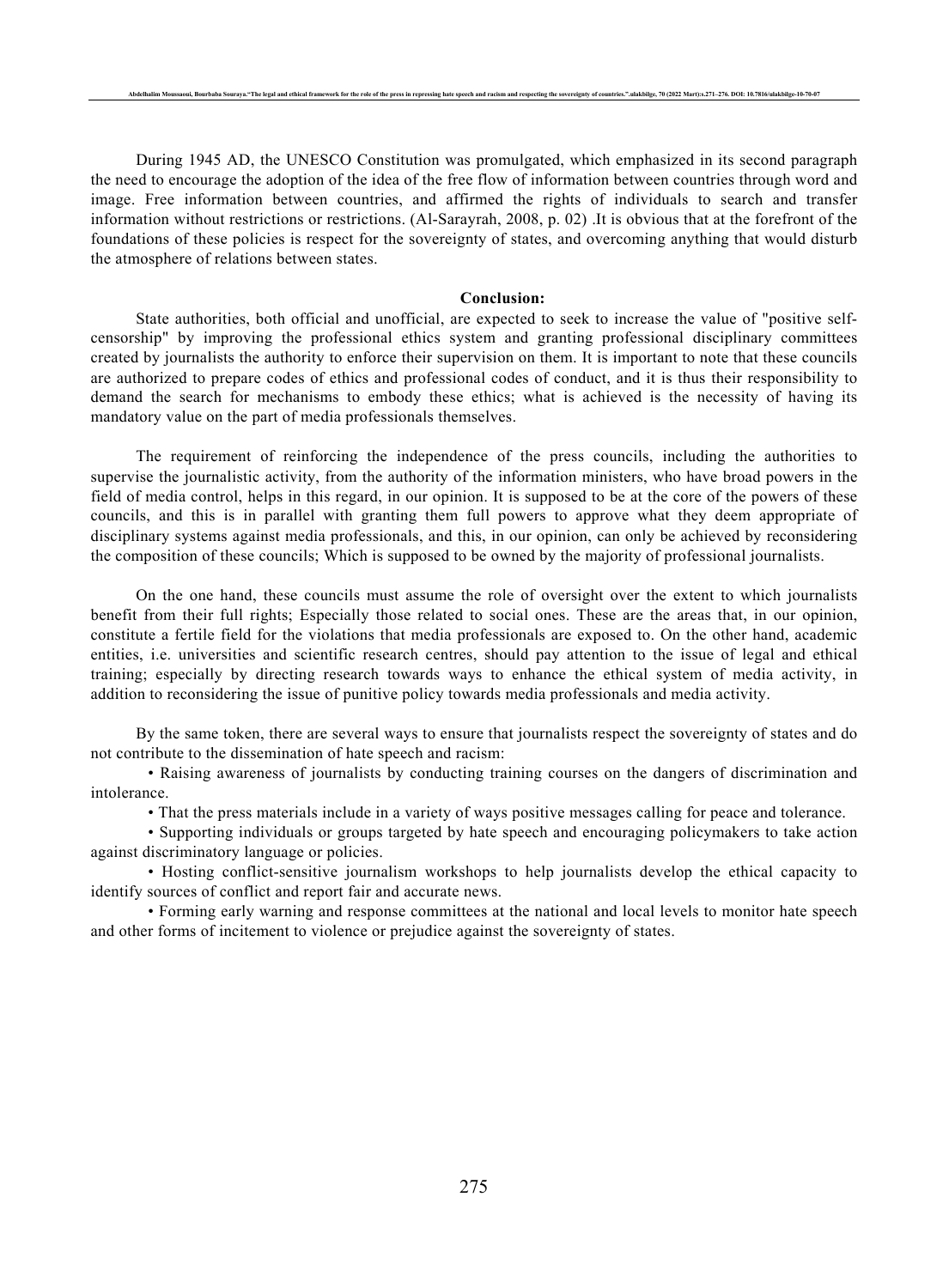During 1945 AD, the UNESCO Constitution was promulgated, which emphasized in its second paragraph the need to encourage the adoption of the idea of the free flow of information between countries through word and image. Free information between countries, and affirmed the rights of individuals to search and transfer information without restrictions or restrictions. (Al-Sarayrah, 2008, p. 02) .It is obvious that at the forefront of the foundations of these policies is respect for the sovereignty of states, and overcoming anything that would disturb the atmosphere of relations between states.

## Conclusion:

State authorities, both official and unofficial, are expected to seek to increase the value of "positive self-censorship" by improving the professional ethics system and granting professional disciplinary committees created by journalists the authority to enforce their supervision on them. It is important to note that these councils are authorized to prepare codes of ethics and professional codes of conduct, and it is thus their responsibility to demand the search for mechanisms to embody these ethics; what is achieved is the necessity of having its mandatory value on the part of media professionals themselves.

The requirement of reinforcing the independence of the press councils, including the authorities to supervise the journalistic activity, from the authority of the information ministers, who have broad powers in the field of media control, helps in this regard, in our opinion. It is supposed to be at the core of the powers of these councils, and this is in parallel with granting them full powers to approve what they deem appropriate of disciplinary systems against media professionals, and this, in our opinion, can only be achieved by reconsidering the composition of these councils; Which is supposed to be owned by the majority of professional journalists.

On the one hand, these councils must assume the role of oversight over the extent to which journalists benefit from their full rights; Especially those related to social ones. These are the areas that, in our opinion, constitute a fertile field for the violations that media professionals are exposed to. On the other hand, academic entities, i.e. universities and scientific research centres, should pay attention to the issue of legal and ethical training; especially by directing research towards ways to enhance the ethical system of media activity, in addition to reconsidering the issue of punitive policy towards media professionals and media activity.

By the same token, there are several ways to ensure that journalists respect the sovereignty of states and do not contribute to the dissemination of hate speech and racism:

- Raising awareness of journalists by conducting training courses on the dangers of discrimination and intolerance.
- That the press materials include in a variety of ways positive messages calling for peace and tolerance.
- Supporting individuals or groups targeted by hate speech and encouraging policymakers to take action against discriminatory language or policies.
- Hosting conflict-sensitive journalism workshops to help journalists develop the ethical capacity to identify sources of conflict and report fair and accurate news.
- Forming early warning and response committees at the national and local levels to monitor hate speech and other forms of incitement to violence or prejudice against the sovereignty of states.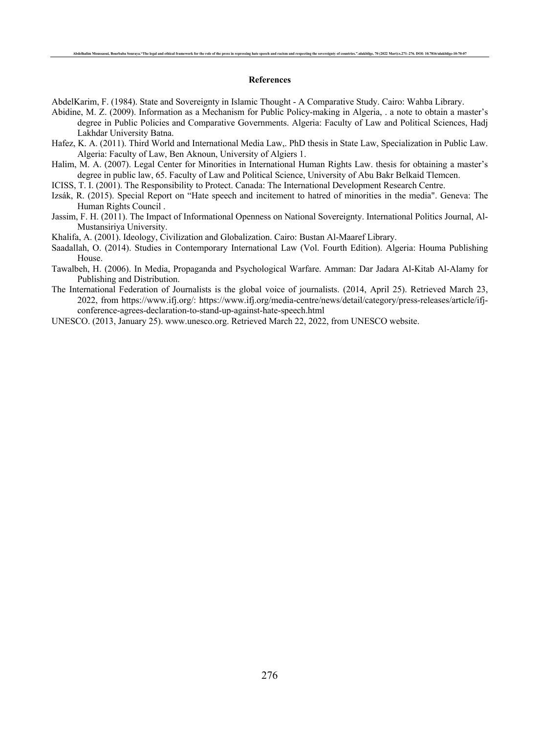## References

AbdelKarim, F. (1984). State and Sovereignty in Islamic Thought - A Comparative Study. Cairo: Wahba Library.

Abidine, M. Z. (2009). Information as a Mechanism for Public Policy-making in Algeria, . a note to obtain a master's degree in Public Policies and Comparative Governments. Algeria: Faculty of Law and Political Sciences, Hadj Lakhdar University Batna.

Hafez, K. A. (2011). Third World and International Media Law,. PhD thesis in State Law, Specialization in Public Law. Algeria: Faculty of Law, Ben Aknoun, University of Algiers 1.

Halim, M. A. (2007). Legal Center for Minorities in International Human Rights Law. thesis for obtaining a master's degree in public law, 65. Faculty of Law and Political Science, University of Abu Bakr Belkaid Tlemcen.

ICISS, T. I. (2001). The Responsibility to Protect. Canada: The International Development Research Centre.

Izsák, R. (2015). Special Report on "Hate speech and incitement to hatred of minorities in the media". Geneva: The Human Rights Council .

Jassim, F. H. (2011). The Impact of Informational Openness on National Sovereignty. International Politics Journal, Al-Mustansiriya University.

Khalifa, A. (2001). Ideology, Civilization and Globalization. Cairo: Bustan Al-Maaref Library.

Saadallah, O. (2014). Studies in Contemporary International Law (Vol. Fourth Edition). Algeria: Houma Publishing House.

Tawalbeh, H. (2006). In Media, Propaganda and Psychological Warfare. Amman: Dar Jadara Al-Kitab Al-Alamy for Publishing and Distribution.

The International Federation of Journalists is the global voice of journalists. (2014, April 25). Retrieved March 23, 2022, from https://www.ifj.org/: https://www.ifj.org/media-centre/news/detail/category/press-releases/article/ifj-conference-agrees-declaration-to-stand-up-against-hate-speech.html

UNESCO. (2013, January 25). www.unesco.org. Retrieved March 22, 2022, from UNESCO website.